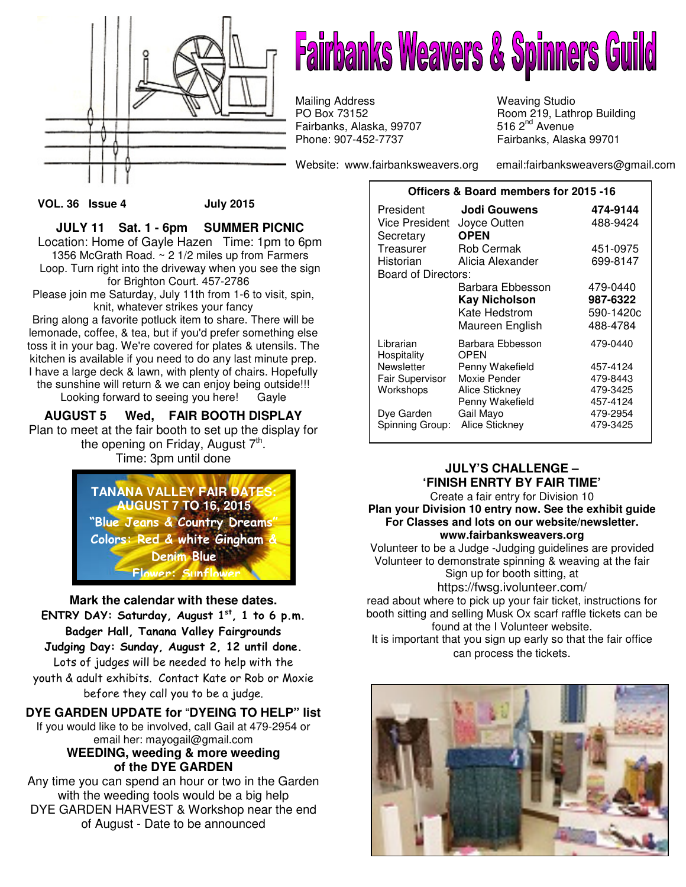# Fairbanks Weavers & Spinners Guild

Mailing Address
PO Box 73152
Fairbanks, Alaska, 99707
Phone: 907-452-7737

Weaving Studio
Room 219, Lathrop Building
516 2nd Avenue
Fairbanks, Alaska 99701

Website: www.fairbanksweavers.org email:fairbanksweavers@gmail.com

**VOL. 36 Issue 4 July 2015**

## JULY 11 Sat. 1 - 6pm SUMMER PICNIC

Location: Home of Gayle Hazen Time: 1pm to 6pm
1356 McGrath Road. ~ 2 1/2 miles up from Farmers Loop. Turn right into the driveway when you see the sign for Brighton Court. 457-2786

Please join me Saturday, July 11th from 1-6 to visit, spin, knit, whatever strikes your fancy

Bring along a favorite potluck item to share. There will be lemonade, coffee, & tea, but if you'd prefer something else toss it in your bag. We're covered for plates & utensils. The kitchen is available if you need to do any last minute prep. I have a large deck & lawn, with plenty of chairs. Hopefully the sunshine will return & we can enjoy being outside!!!
Looking forward to seeing you here! Gayle

## AUGUST 5 Wed, FAIR BOOTH DISPLAY

Plan to meet at the fair booth to set up the display for the opening on Friday, August 7th.
Time: 3pm until done

**TANANA VALLEY FAIR DATES: AUGUST 7 TO 16, 2015**
"Blue Jeans & Country Dreams"
Colors: Red & white Gingham & Denim Blue
Flower: Sunflower

**Mark the calendar with these dates.**
**ENTRY DAY: Saturday, August 1st, 1 to 6 p.m.**
**Badger Hall, Tanana Valley Fairgrounds**
**Judging Day: Sunday, August 2, 12 until done.**
Lots of judges will be needed to help with the youth & adult exhibits. Contact Kate or Rob or Moxie before they call you to be a judge.

## DYE GARDEN UPDATE for "DYEING TO HELP" list

If you would like to be involved, call Gail at 479-2954 or email her: mayogail@gmail.com

**WEEDING, weeding & more weeding of the DYE GARDEN**

Any time you can spend an hour or two in the Garden with the weeding tools would be a big help
DYE GARDEN HARVEST & Workshop near the end of August - Date to be announced

**Officers & Board members for 2015 -16**

| | | |
|---|---|---|
| President | **Jodi Gouwens** | **474-9144** |
| Vice President | Joyce Outten | 488-9424 |
| Secretary | **OPEN** | |
| Treasurer | Rob Cermak | 451-0975 |
| Historian | Alicia Alexander | 699-8147 |
| Board of Directors: | | |
| | Barbara Ebbesson | 479-0440 |
| | **Kay Nicholson** | **987-6322** |
| | Kate Hedstrom | 590-1420c |
| | Maureen English | 488-4784 |
| Librarian | Barbara Ebbesson | 479-0440 |
| Hospitality | OPEN | |
| Newsletter | Penny Wakefield | 457-4124 |
| Fair Supervisor | Moxie Pender | 479-8443 |
| Workshops | Alice Stickney | 479-3425 |
| | Penny Wakefield | 457-4124 |
| Dye Garden | Gail Mayo | 479-2954 |
| Spinning Group: | Alice Stickney | 479-3425 |

## JULY'S CHALLENGE – 'FINISH ENRTY BY FAIR TIME'

Create a fair entry for Division 10
**Plan your Division 10 entry now. See the exhibit guide For Classes and lots on our website/newsletter. www.fairbanksweavers.org**
Volunteer to be a Judge -Judging guidelines are provided
Volunteer to demonstrate spinning & weaving at the fair
Sign up for booth sitting, at
https://fwsg.ivolunteer.com/
read about where to pick up your fair ticket, instructions for booth sitting and selling Musk Ox scarf raffle tickets can be found at the I Volunteer website.
It is important that you sign up early so that the fair office can process the tickets.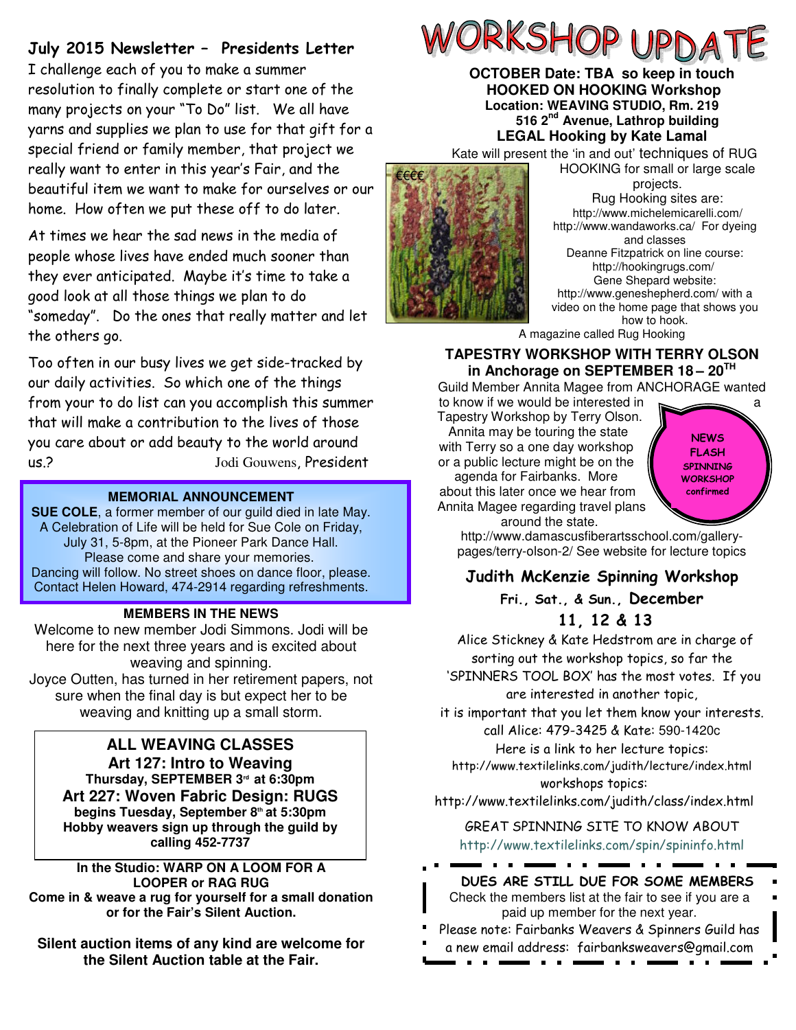## July 2015 Newsletter – Presidents Letter

I challenge each of you to make a summer resolution to finally complete or start one of the many projects on your "To Do" list. We all have yarns and supplies we plan to use for that gift for a special friend or family member, that project we really want to enter in this year's Fair, and the beautiful item we want to make for ourselves or our home. How often we put these off to do later.

At times we hear the sad news in the media of people whose lives have ended much sooner than they ever anticipated. Maybe it's time to take a good look at all those things we plan to do "someday". Do the ones that really matter and let the others go.

Too often in our busy lives we get side-tracked by our daily activities. So which one of the things from your to do list can you accomplish this summer that will make a contribution to the lives of those you care about or add beauty to the world around us.?

Jodi Gouwens, President

**MEMORIAL ANNOUNCEMENT**

**SUE COLE**, a former member of our guild died in late May. A Celebration of Life will be held for Sue Cole on Friday, July 31, 5-8pm, at the Pioneer Park Dance Hall. Please come and share your memories. Dancing will follow. No street shoes on dance floor, please. Contact Helen Howard, 474-2914 regarding refreshments.

**MEMBERS IN THE NEWS**

Welcome to new member Jodi Simmons. Jodi will be here for the next three years and is excited about weaving and spinning.

Joyce Outten, has turned in her retirement papers, not sure when the final day is but expect her to be weaving and knitting up a small storm.

### ALL WEAVING CLASSES

**Art 127: Intro to Weaving**
**Thursday, SEPTEMBER 3rd at 6:30pm**

**Art 227: Woven Fabric Design: RUGS**
**begins Tuesday, September 8th at 5:30pm**

**Hobby weavers sign up through the guild by calling 452-7737**

**In the Studio: WARP ON A LOOM FOR A LOOPER or RAG RUG**
**Come in & weave a rug for yourself for a small donation or for the Fair's Silent Auction.**

**Silent auction items of any kind are welcome for the Silent Auction table at the Fair.**

# WORKSHOP UPDATE

**OCTOBER Date: TBA so keep in touch**
**HOOKED ON HOOKING Workshop**
**Location: WEAVING STUDIO, Rm. 219**
**516 2nd Avenue, Lathrop building**
**LEGAL Hooking by Kate Lamal**

Kate will present the 'in and out' techniques of RUG HOOKING for small or large scale projects.

Rug Hooking sites are:
http://www.michelemicarelli.com/
http://www.wandaworks.ca/ For dyeing and classes
Deanne Fitzpatrick on line course: http://hookingrugs.com/
Gene Shepard website: http://www.geneshepherd.com/ with a video on the home page that shows you how to hook.
A magazine called Rug Hooking

**TAPESTRY WORKSHOP WITH TERRY OLSON in Anchorage on SEPTEMBER 18 – 20TH**

Guild Member Annita Magee from ANCHORAGE wanted to know if we would be interested in a Tapestry Workshop by Terry Olson. Annita may be touring the state with Terry so a one day workshop or a public lecture might be on the agenda for Fairbanks. More about this later once we hear from Annita Magee regarding travel plans around the state.

NEWS FLASH SPINNING WORKSHOP confirmed

http://www.damascusfiberartsschool.com/gallery-pages/terry-olson-2/ See website for lecture topics

### Judith McKenzie Spinning Workshop

**Fri., Sat., & Sun., December 11, 12 & 13**

Alice Stickney & Kate Hedstrom are in charge of sorting out the workshop topics, so far the 'SPINNERS TOOL BOX' has the most votes. If you are interested in another topic, it is important that you let them know your interests. call Alice: 479-3425 & Kate: 590-1420c

Here is a link to her lecture topics:
http://www.textilelinks.com/judith/lecture/index.html
workshops topics:
http://www.textilelinks.com/judith/class/index.html

GREAT SPINNING SITE TO KNOW ABOUT
http://www.textilelinks.com/spin/spininfo.html

**DUES ARE STILL DUE FOR SOME MEMBERS**

Check the members list at the fair to see if you are a paid up member for the next year.

Please note: Fairbanks Weavers & Spinners Guild has a new email address: fairbanksweavers@gmail.com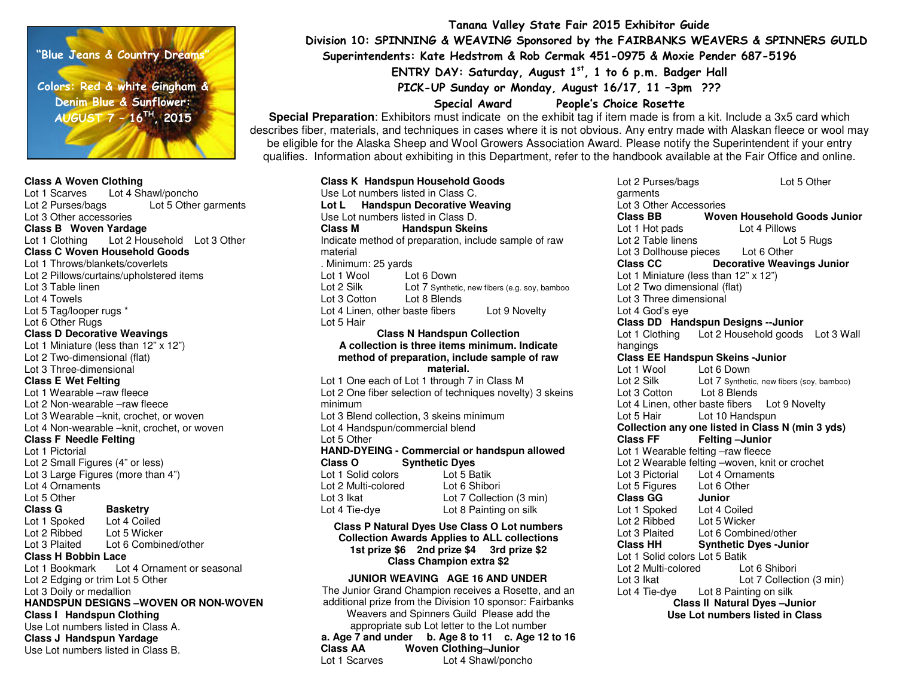"Blue Jeans & Country Dreams"

Colors: Red & white Gingham & Denim Blue & Sunflower: AUGUST 7 – 16TH, 2015

# Tanana Valley State Fair 2015 Exhibitor Guide

## Division 10: SPINNING & WEAVING Sponsored by the FAIRBANKS WEAVERS & SPINNERS GUILD

**Superintendents: Kate Hedstrom & Rob Cermak 451-0975 & Moxie Pender 687-5196**

**ENTRY DAY: Saturday, August 1st, 1 to 6 p.m. Badger Hall**

**PICK-UP Sunday or Monday, August 16/17, 11 –3pm ???**

**Special Award People's Choice Rosette**

**Special Preparation**: Exhibitors must indicate on the exhibit tag if item made is from a kit. Include a 3x5 card which describes fiber, materials, and techniques in cases where it is not obvious. Any entry made with Alaskan fleece or wool may be eligible for the Alaska Sheep and Wool Growers Association Award. Please notify the Superintendent if your entry qualifies. Information about exhibiting in this Department, refer to the handbook available at the Fair Office and online.

**Class A Woven Clothing**
Lot 1 Scarves Lot 4 Shawl/poncho
Lot 2 Purses/bags Lot 5 Other garments
Lot 3 Other accessories

**Class B Woven Yardage**
Lot 1 Clothing Lot 2 Household Lot 3 Other

**Class C Woven Household Goods**
Lot 1 Throws/blankets/coverlets
Lot 2 Pillows/curtains/upholstered items
Lot 3 Table linen
Lot 4 Towels
Lot 5 Tag/looper rugs *
Lot 6 Other Rugs

**Class D Decorative Weavings**
Lot 1 Miniature (less than 12" x 12")
Lot 2 Two-dimensional (flat)
Lot 3 Three-dimensional

**Class E Wet Felting**
Lot 1 Wearable –raw fleece
Lot 2 Non-wearable –raw fleece
Lot 3 Wearable –knit, crochet, or woven
Lot 4 Non-wearable –knit, crochet, or woven

**Class F Needle Felting**
Lot 1 Pictorial
Lot 2 Small Figures (4" or less)
Lot 3 Large Figures (more than 4")
Lot 4 Ornaments
Lot 5 Other

**Class G Basketry**
Lot 1 Spoked Lot 4 Coiled
Lot 2 Ribbed Lot 5 Wicker
Lot 3 Plaited Lot 6 Combined/other

**Class H Bobbin Lace**
Lot 1 Bookmark Lot 4 Ornament or seasonal
Lot 2 Edging or trim Lot 5 Other
Lot 3 Doily or medallion

**HANDSPUN DESIGNS –WOVEN OR NON-WOVEN**

**Class I Handspun Clothing**
Use Lot numbers listed in Class A.

**Class J Handspun Yardage**
Use Lot numbers listed in Class B.

**Class K Handspun Household Goods**
Use Lot numbers listed in Class C.

**Lot L Handspun Decorative Weaving**
Use Lot numbers listed in Class D.

**Class M Handspun Skeins**
Indicate method of preparation, include sample of raw material
. Minimum: 25 yards
Lot 1 Wool Lot 6 Down
Lot 2 Silk Lot 7 Synthetic, new fibers (e.g. soy, bamboo
Lot 3 Cotton Lot 8 Blends
Lot 4 Linen, other baste fibers Lot 9 Novelty
Lot 5 Hair

**Class N Handspun Collection**
**A collection is three items minimum. Indicate method of preparation, include sample of raw material.**
Lot 1 One each of Lot 1 through 7 in Class M
Lot 2 One fiber selection of techniques novelty) 3 skeins minimum
Lot 3 Blend collection, 3 skeins minimum
Lot 4 Handspun/commercial blend
Lot 5 Other

**HAND-DYEING - Commercial or handspun allowed**

**Class O Synthetic Dyes**
Lot 1 Solid colors Lot 5 Batik
Lot 2 Multi-colored Lot 6 Shibori
Lot 3 Ikat Lot 7 Collection (3 min)
Lot 4 Tie-dye Lot 8 Painting on silk

**Class P Natural Dyes Use Class O Lot numbers**
**Collection Awards Applies to ALL collections**
**1st prize $6 2nd prize $4 3rd prize $2**
**Class Champion extra $2**

**JUNIOR WEAVING AGE 16 AND UNDER**
The Junior Grand Champion receives a Rosette, and an additional prize from the Division 10 sponsor: Fairbanks Weavers and Spinners Guild Please add the appropriate sub Lot letter to the Lot number
**a. Age 7 and under b. Age 8 to 11 c. Age 12 to 16**

**Class AA Woven Clothing–Junior**
Lot 1 Scarves Lot 4 Shawl/poncho
Lot 2 Purses/bags Lot 5 Other garments
Lot 3 Other Accessories

**Class BB Woven Household Goods Junior**
Lot 1 Hot pads Lot 4 Pillows
Lot 2 Table linens Lot 5 Rugs
Lot 3 Dollhouse pieces Lot 6 Other

**Class CC Decorative Weavings Junior**
Lot 1 Miniature (less than 12" x 12")
Lot 2 Two dimensional (flat)
Lot 3 Three dimensional
Lot 4 God's eye

**Class DD Handspun Designs --Junior**
Lot 1 Clothing Lot 2 Household goods Lot 3 Wall hangings

**Class EE Handspun Skeins -Junior**
Lot 1 Wool Lot 6 Down
Lot 2 Silk Lot 7 Synthetic, new fibers (soy, bamboo)
Lot 3 Cotton Lot 8 Blends
Lot 4 Linen, other baste fibers Lot 9 Novelty
Lot 5 Hair Lot 10 Handspun
**Collection any one listed in Class N (min 3 yds)**

**Class FF Felting –Junior**
Lot 1 Wearable felting –raw fleece
Lot 2 Wearable felting –woven, knit or crochet
Lot 3 Pictorial Lot 4 Ornaments
Lot 5 Figures Lot 6 Other

**Class GG Junior**
Lot 1 Spoked Lot 4 Coiled
Lot 2 Ribbed Lot 5 Wicker
Lot 3 Plaited Lot 6 Combined/other

**Class HH Synthetic Dyes -Junior**
Lot 1 Solid colors Lot 5 Batik
Lot 2 Multi-colored Lot 6 Shibori
Lot 3 Ikat Lot 7 Collection (3 min)
Lot 4 Tie-dye Lot 8 Painting on silk

**Class II Natural Dyes –Junior**
**Use Lot numbers listed in Class**